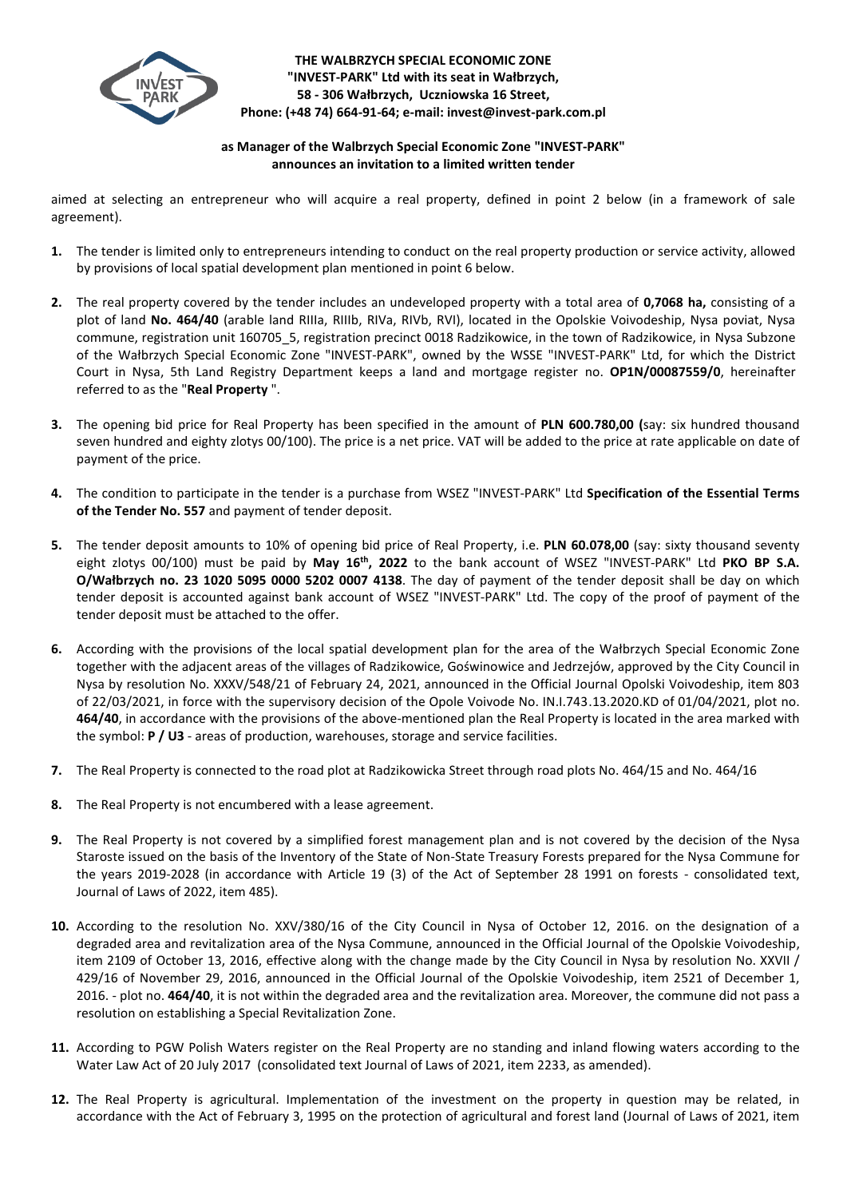**THE WALBRZYCH SPECIAL ECONOMIC ZONE**
**"INVEST-PARK" Ltd with its seat in Wałbrzych,**
**58 - 306 Wałbrzych, Uczniowska 16 Street,**
**Phone: (+48 74) 664-91-64; e-mail: invest@invest-park.com.pl**

**as Manager of the Walbrzych Special Economic Zone "INVEST-PARK"**
**announces an invitation to a limited written tender**

aimed at selecting an entrepreneur who will acquire a real property, defined in point 2 below (in a framework of sale agreement).

1. The tender is limited only to entrepreneurs intending to conduct on the real property production or service activity, allowed by provisions of local spatial development plan mentioned in point 6 below.

2. The real property covered by the tender includes an undeveloped property with a total area of **0,7068 ha,** consisting of a plot of land **No. 464/40** (arable land RIIIa, RIIIb, RIVa, RIVb, RVI), located in the Opolskie Voivodeship, Nysa poviat, Nysa commune, registration unit 160705_5, registration precinct 0018 Radzikowice, in the town of Radzikowice, in Nysa Subzone of the Wałbrzych Special Economic Zone "INVEST-PARK", owned by the WSSE "INVEST-PARK" Ltd, for which the District Court in Nysa, 5th Land Registry Department keeps a land and mortgage register no. **OP1N/00087559/0**, hereinafter referred to as the "**Real Property** ".

3. The opening bid price for Real Property has been specified in the amount of **PLN 600.780,00 (**say: six hundred thousand seven hundred and eighty zlotys 00/100). The price is a net price. VAT will be added to the price at rate applicable on date of payment of the price.

4. The condition to participate in the tender is a purchase from WSEZ "INVEST-PARK" Ltd **Specification of the Essential Terms of the Tender No. 557** and payment of tender deposit.

5. The tender deposit amounts to 10% of opening bid price of Real Property, i.e. **PLN 60.078,00** (say: sixty thousand seventy eight zlotys 00/100) must be paid by **May 16th, 2022** to the bank account of WSEZ "INVEST-PARK" Ltd **PKO BP S.A. O/Wałbrzych no. 23 1020 5095 0000 5202 0007 4138**. The day of payment of the tender deposit shall be day on which tender deposit is accounted against bank account of WSEZ "INVEST-PARK" Ltd. The copy of the proof of payment of the tender deposit must be attached to the offer.

6. According with the provisions of the local spatial development plan for the area of the Wałbrzych Special Economic Zone together with the adjacent areas of the villages of Radzikowice, Goświnowice and Jedrzejów, approved by the City Council in Nysa by resolution No. XXXV/548/21 of February 24, 2021, announced in the Official Journal Opolski Voivodeship, item 803 of 22/03/2021, in force with the supervisory decision of the Opole Voivode No. IN.I.743.13.2020.KD of 01/04/2021, plot no. **464/40**, in accordance with the provisions of the above-mentioned plan the Real Property is located in the area marked with the symbol: **P / U3** - areas of production, warehouses, storage and service facilities.

7. The Real Property is connected to the road plot at Radzikowicka Street through road plots No. 464/15 and No. 464/16

8. The Real Property is not encumbered with a lease agreement.

9. The Real Property is not covered by a simplified forest management plan and is not covered by the decision of the Nysa Staroste issued on the basis of the Inventory of the State of Non-State Treasury Forests prepared for the Nysa Commune for the years 2019-2028 (in accordance with Article 19 (3) of the Act of September 28 1991 on forests - consolidated text, Journal of Laws of 2022, item 485).

10. According to the resolution No. XXV/380/16 of the City Council in Nysa of October 12, 2016. on the designation of a degraded area and revitalization area of the Nysa Commune, announced in the Official Journal of the Opolskie Voivodeship, item 2109 of October 13, 2016, effective along with the change made by the City Council in Nysa by resolution No. XXVII / 429/16 of November 29, 2016, announced in the Official Journal of the Opolskie Voivodeship, item 2521 of December 1, 2016. - plot no. **464/40**, it is not within the degraded area and the revitalization area. Moreover, the commune did not pass a resolution on establishing a Special Revitalization Zone.

11. According to PGW Polish Waters register on the Real Property are no standing and inland flowing waters according to the Water Law Act of 20 July 2017 (consolidated text Journal of Laws of 2021, item 2233, as amended).

12. The Real Property is agricultural. Implementation of the investment on the property in question may be related, in accordance with the Act of February 3, 1995 on the protection of agricultural and forest land (Journal of Laws of 2021, item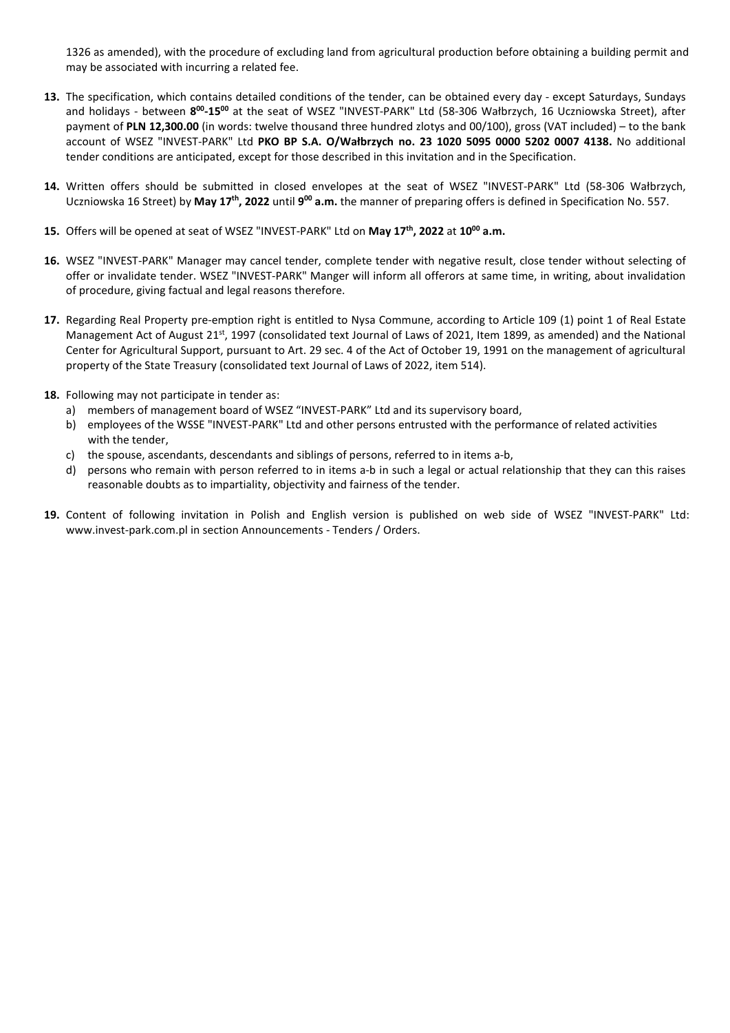1326 as amended), with the procedure of excluding land from agricultural production before obtaining a building permit and may be associated with incurring a related fee.

**13.** The specification, which contains detailed conditions of the tender, can be obtained every day - except Saturdays, Sundays and holidays - between **8[00]-15[00]** at the seat of WSEZ "INVEST-PARK" Ltd (58-306 Wałbrzych, 16 Uczniowska Street), after payment of **PLN 12,300.00** (in words: twelve thousand three hundred zlotys and 00/100), gross (VAT included) – to the bank account of WSEZ "INVEST-PARK" Ltd **PKO BP S.A. O/Wałbrzych no. 23 1020 5095 0000 5202 0007 4138.** No additional tender conditions are anticipated, except for those described in this invitation and in the Specification.

**14.** Written offers should be submitted in closed envelopes at the seat of WSEZ "INVEST-PARK" Ltd (58-306 Wałbrzych, Uczniowska 16 Street) by **May 17[th], 2022** until **9[00] a.m.** the manner of preparing offers is defined in Specification No. 557.

**15.** Offers will be opened at seat of WSEZ "INVEST-PARK" Ltd on **May 17[th], 2022** at **10[00] a.m.**

**16.** WSEZ "INVEST-PARK" Manager may cancel tender, complete tender with negative result, close tender without selecting of offer or invalidate tender. WSEZ "INVEST-PARK" Manger will inform all offerors at same time, in writing, about invalidation of procedure, giving factual and legal reasons therefore.

**17.** Regarding Real Property pre-emption right is entitled to Nysa Commune, according to Article 109 (1) point 1 of Real Estate Management Act of August 21[st], 1997 (consolidated text Journal of Laws of 2021, Item 1899, as amended) and the National Center for Agricultural Support, pursuant to Art. 29 sec. 4 of the Act of October 19, 1991 on the management of agricultural property of the State Treasury (consolidated text Journal of Laws of 2022, item 514).

**18.** Following may not participate in tender as:
   a) members of management board of WSEZ "INVEST-PARK" Ltd and its supervisory board,
   b) employees of the WSSE "INVEST-PARK" Ltd and other persons entrusted with the performance of related activities with the tender,
   c) the spouse, ascendants, descendants and siblings of persons, referred to in items a-b,
   d) persons who remain with person referred to in items a-b in such a legal or actual relationship that they can this raises reasonable doubts as to impartiality, objectivity and fairness of the tender.

**19.** Content of following invitation in Polish and English version is published on web side of WSEZ "INVEST-PARK" Ltd: www.invest-park.com.pl in section Announcements - Tenders / Orders.